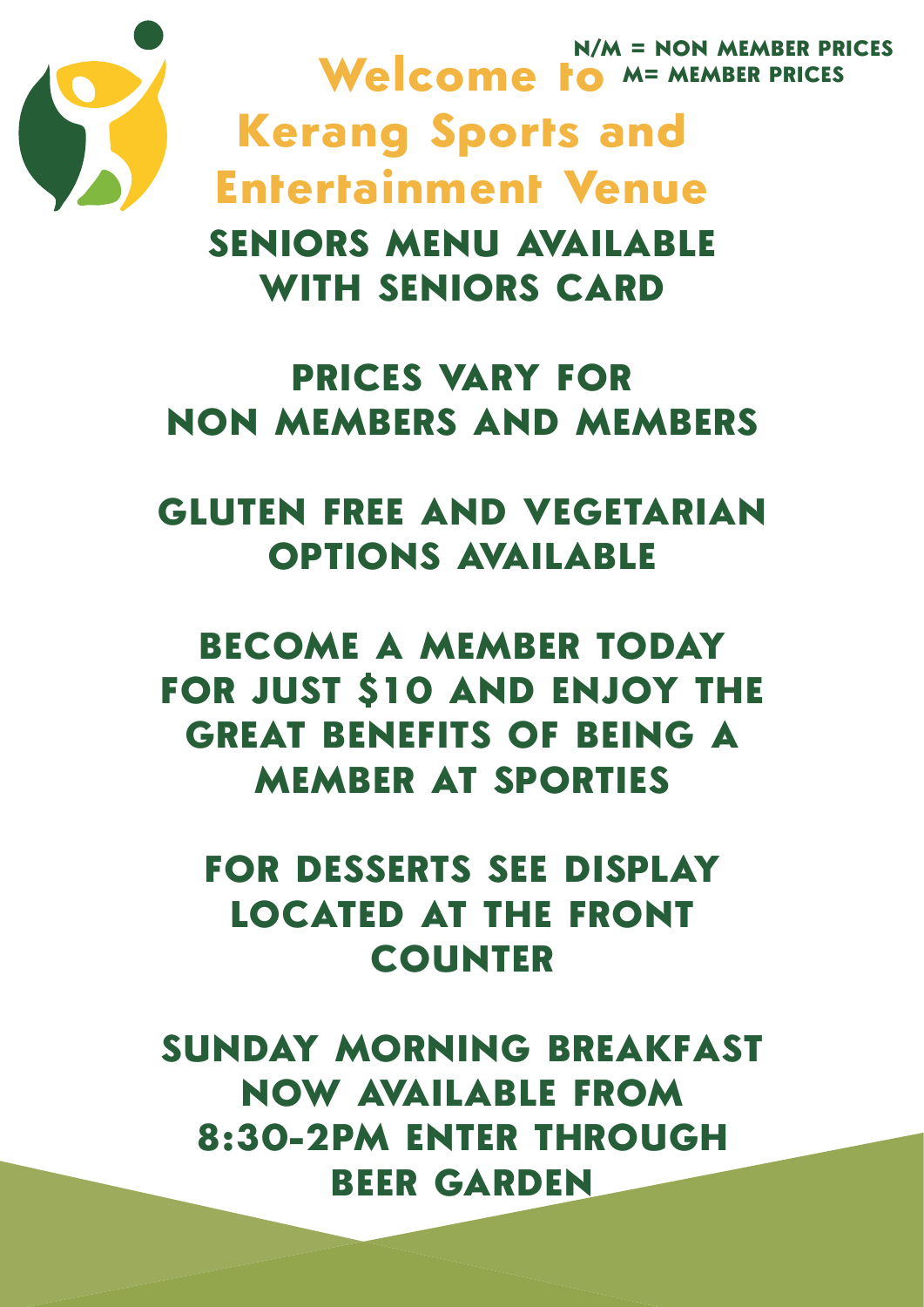N/M = NON MEMBER PRICES
M= MEMBER PRICES

# Welcome to Kerang Sports and Entertainment Venue

## SENIORS MENU AVAILABLE WITH SENIORS CARD

## PRICES VARY FOR NON MEMBERS AND MEMBERS

## GLUTEN FREE AND VEGETARIAN OPTIONS AVAILABLE

## BECOME A MEMBER TODAY FOR JUST $10 AND ENJOY THE GREAT BENEFITS OF BEING A MEMBER AT SPORTIES

## FOR DESSERTS SEE DISPLAY LOCATED AT THE FRONT COUNTER

## SUNDAY MORNING BREAKFAST NOW AVAILABLE FROM 8:30-2PM ENTER THROUGH BEER GARDEN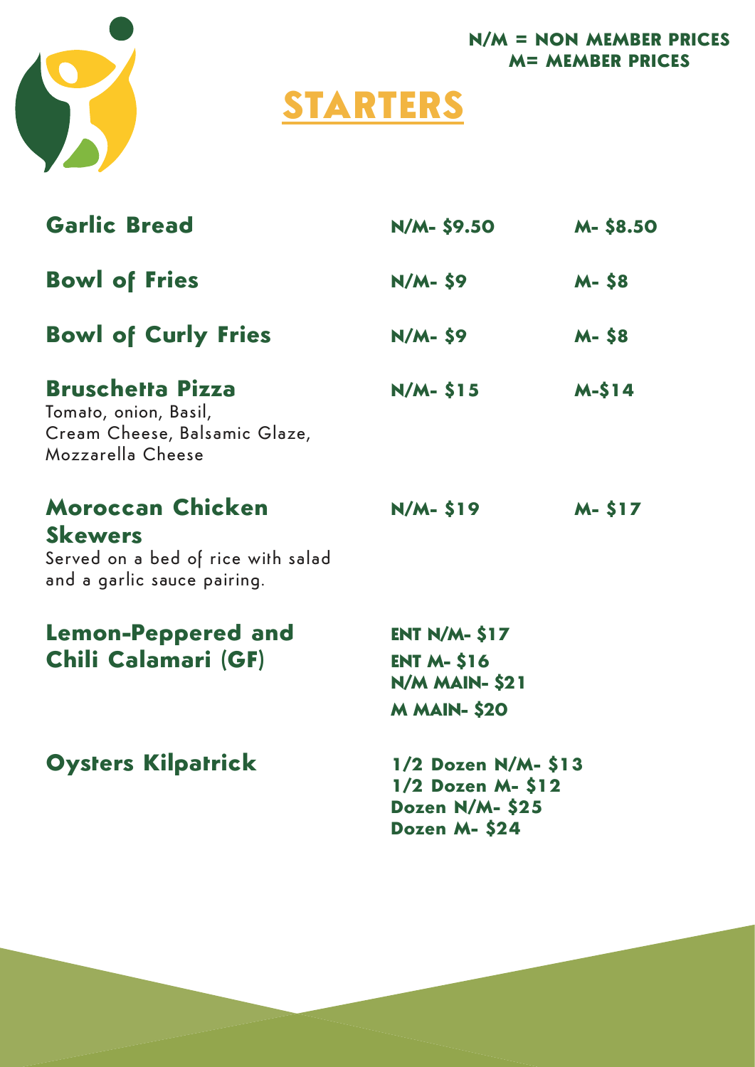**N/M = NON MEMBER PRICES**
**M= MEMBER PRICES**

# STARTERS

| Item | N/M | M |
|---|---|---|
| **Garlic Bread** | N/M- $9.50 | M- $8.50 |
| **Bowl of Fries** | N/M- $9 | M- $8 |
| **Bowl of Curly Fries** | N/M- $9 | M- $8 |
| **Bruschetta Pizza**<br>Tomato, onion, Basil, Cream Cheese, Balsamic Glaze, Mozzarella Cheese | N/M- $15 | M-$14 |
| **Moroccan Chicken Skewers**<br>Served on a bed of rice with salad and a garlic sauce pairing. | N/M- $19 | M- $17 |

**Lemon-Peppered and Chili Calamari (GF)**

- ENT N/M- $17
- ENT M- $16
- N/M MAIN- $21
- M MAIN- $20

**Oysters Kilpatrick**

- 1/2 Dozen N/M- $13
- 1/2 Dozen M- $12
- Dozen N/M- $25
- Dozen M- $24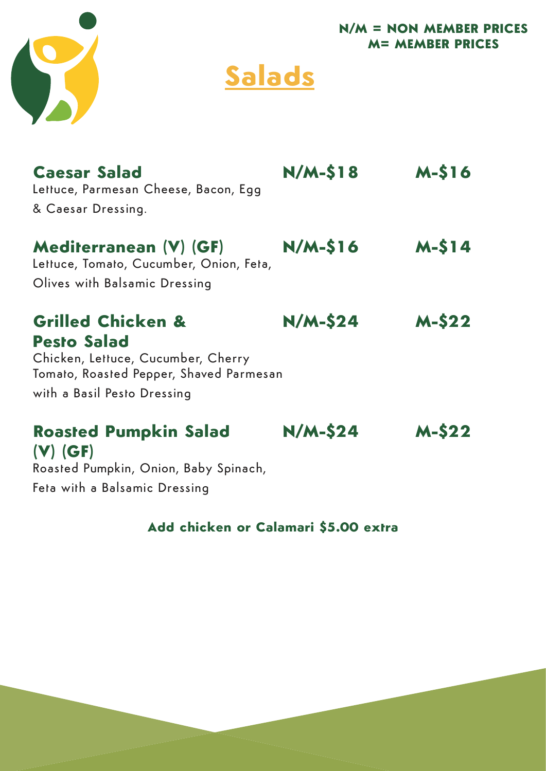**N/M = NON MEMBER PRICES**
**M= MEMBER PRICES**

# Salads

**Caesar Salad** — **N/M-$18** — **M-$16**
Lettuce, Parmesan Cheese, Bacon, Egg & Caesar Dressing.

**Mediterranean (V) (GF)** — **N/M-$16** — **M-$14**
Lettuce, Tomato, Cucumber, Onion, Feta, Olives with Balsamic Dressing

**Grilled Chicken & Pesto Salad** — **N/M-$24** — **M-$22**
Chicken, Lettuce, Cucumber, Cherry Tomato, Roasted Pepper, Shaved Parmesan with a Basil Pesto Dressing

**Roasted Pumpkin Salad (V) (GF)** — **N/M-$24** — **M-$22**
Roasted Pumpkin, Onion, Baby Spinach, Feta with a Balsamic Dressing

**Add chicken or Calamari $5.00 extra**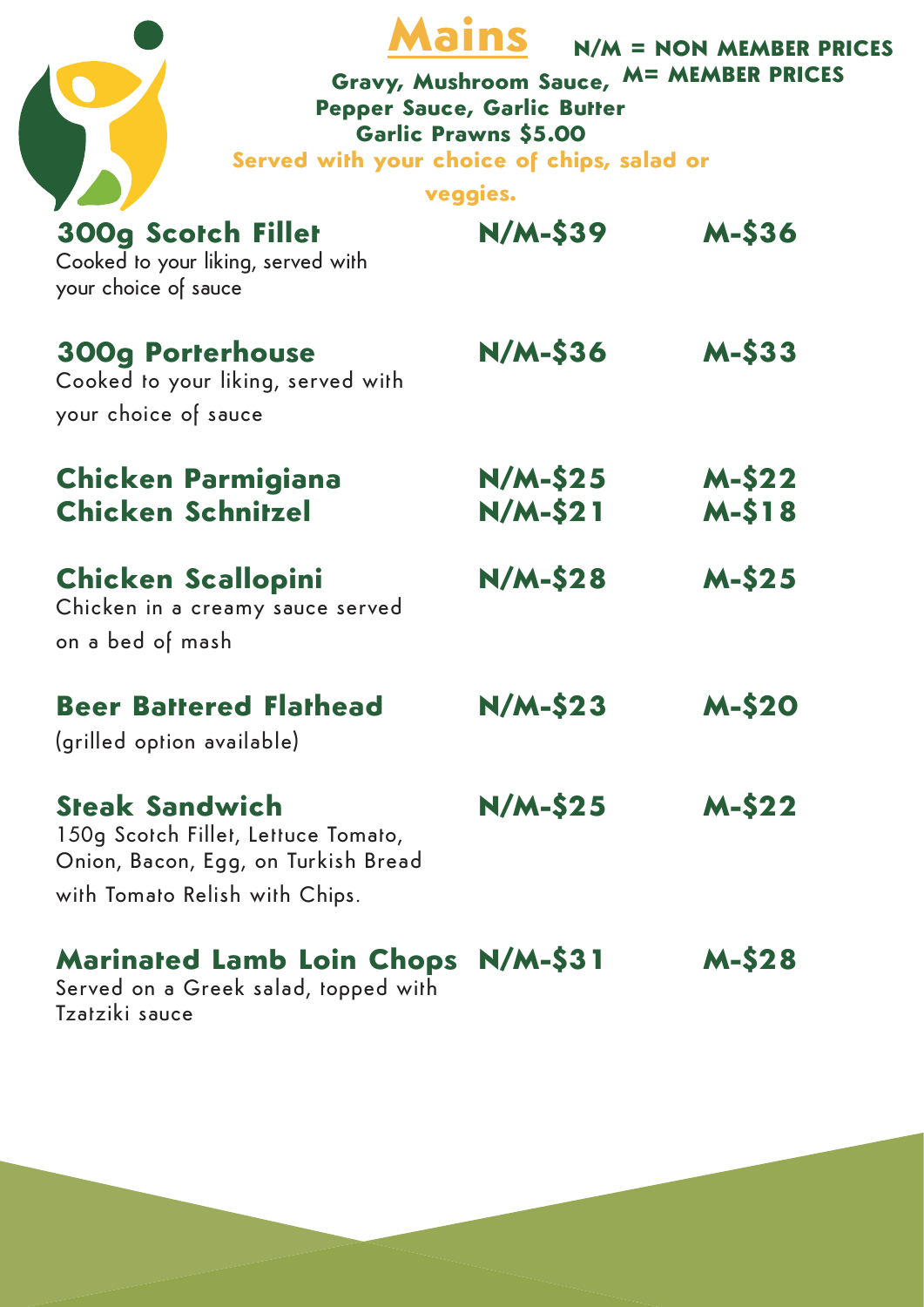# Mains

**N/M = NON MEMBER PRICES**
**M= MEMBER PRICES**

**Gravy, Mushroom Sauce, Pepper Sauce, Garlic Butter**
**Garlic Prawns $5.00**

**Served with your choice of chips, salad or veggies.**

| Item | Non Member | Member |
|---|---|---|
| **300g Scotch Fillet**<br>Cooked to your liking, served with your choice of sauce | N/M-$39 | M-$36 |
| **300g Porterhouse**<br>Cooked to your liking, served with your choice of sauce | N/M-$36 | M-$33 |
| **Chicken Parmigiana** | N/M-$25 | M-$22 |
| **Chicken Schnitzel** | N/M-$21 | M-$18 |
| **Chicken Scallopini**<br>Chicken in a creamy sauce served on a bed of mash | N/M-$28 | M-$25 |
| **Beer Battered Flathead**<br>(grilled option available) | N/M-$23 | M-$20 |
| **Steak Sandwich**<br>150g Scotch Fillet, Lettuce Tomato, Onion, Bacon, Egg, on Turkish Bread with Tomato Relish with Chips. | N/M-$25 | M-$22 |
| **Marinated Lamb Loin Chops**<br>Served on a Greek salad, topped with Tzatziki sauce | N/M-$31 | M-$28 |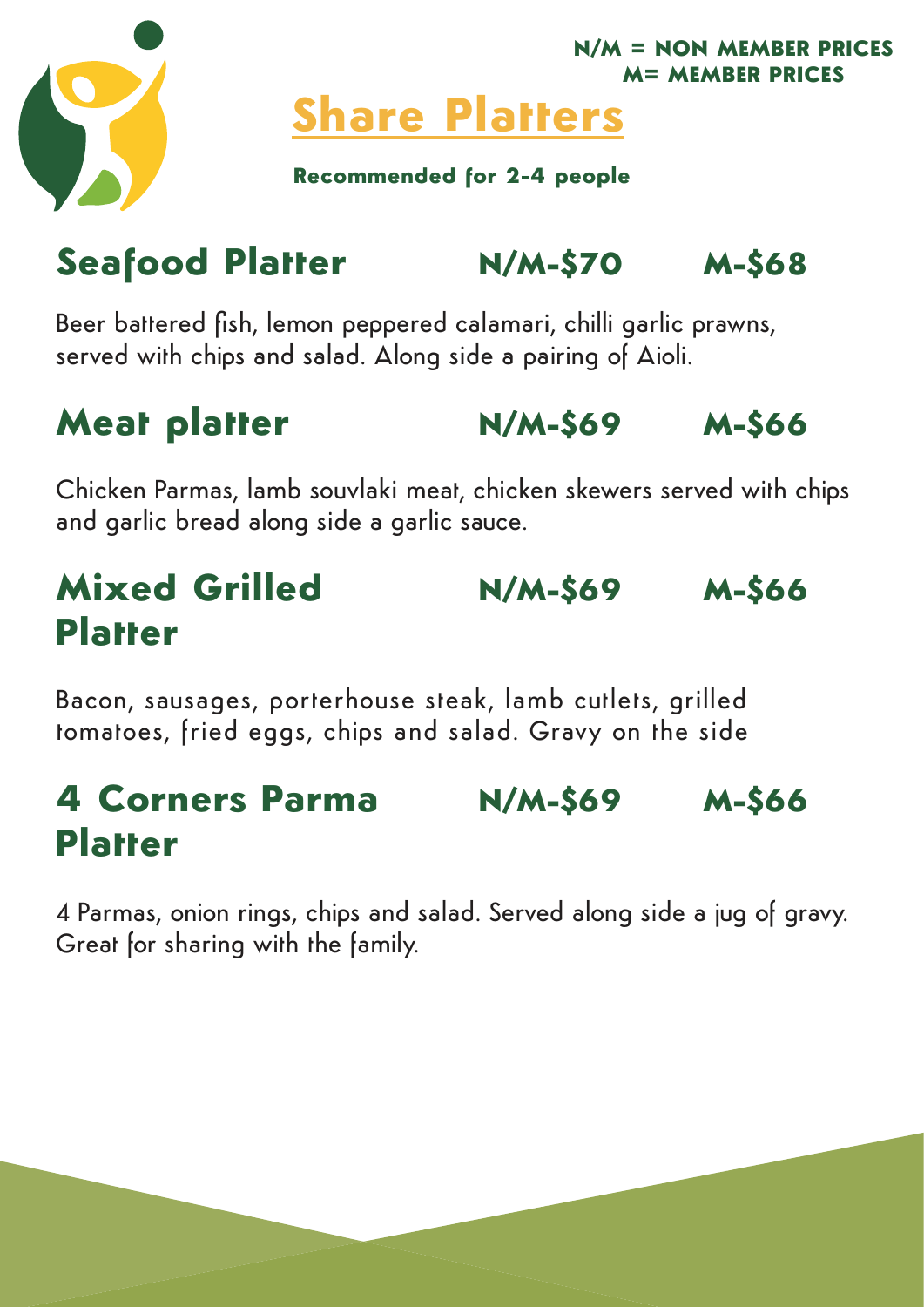**N/M = NON MEMBER PRICES**
**M= MEMBER PRICES**

# Share Platters

**Recommended for 2-4 people**

## Seafood Platter N/M-$70 M-$68

Beer battered fish, lemon peppered calamari, chilli garlic prawns, served with chips and salad. Along side a pairing of Aioli.

## Meat platter N/M-$69 M-$66

Chicken Parmas, lamb souvlaki meat, chicken skewers served with chips and garlic bread along side a garlic sauce.

## Mixed Grilled Platter N/M-$69 M-$66

Bacon, sausages, porterhouse steak, lamb cutlets, grilled tomatoes, fried eggs, chips and salad. Gravy on the side

## 4 Corners Parma Platter N/M-$69 M-$66

4 Parmas, onion rings, chips and salad. Served along side a jug of gravy. Great for sharing with the family.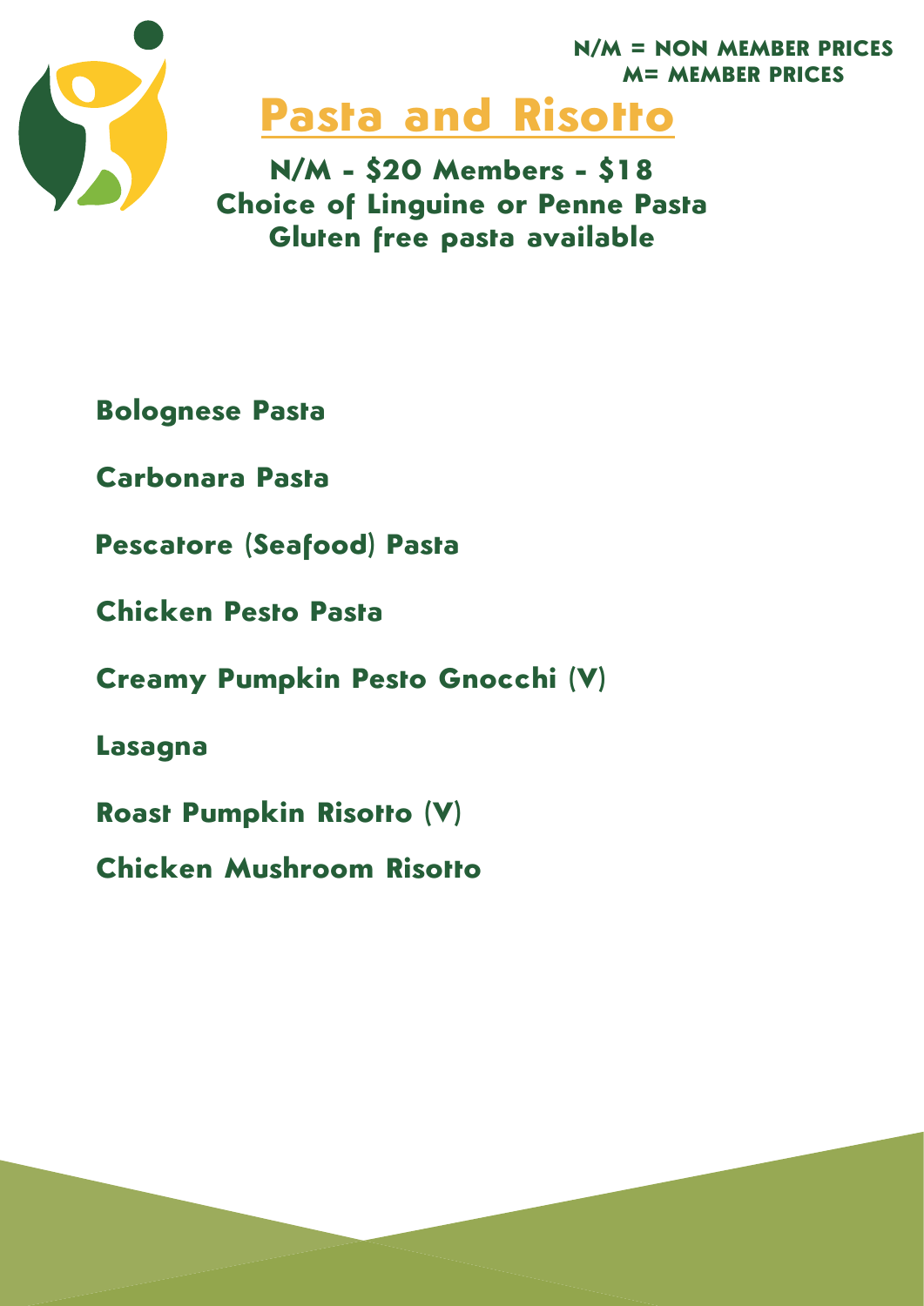N/M = NON MEMBER PRICES
M= MEMBER PRICES

# Pasta and Risotto

**N/M - $20 Members - $18**
**Choice of Linguine or Penne Pasta**
**Gluten free pasta available**

**Bolognese Pasta**

**Carbonara Pasta**

**Pescatore (Seafood) Pasta**

**Chicken Pesto Pasta**

**Creamy Pumpkin Pesto Gnocchi (V)**

**Lasagna**

**Roast Pumpkin Risotto (V)**

**Chicken Mushroom Risotto**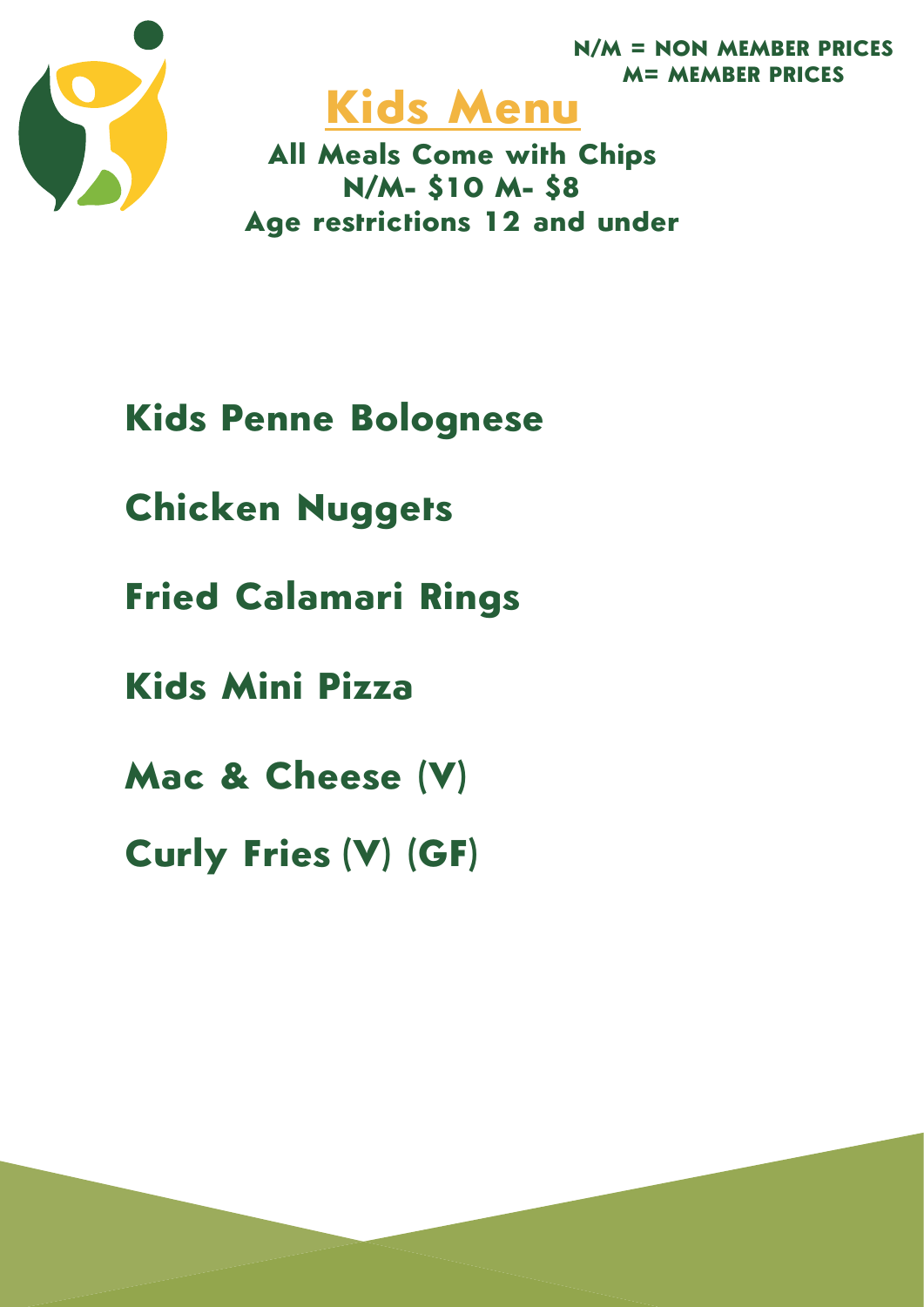**N/M = NON MEMBER PRICES**
**M= MEMBER PRICES**

# Kids Menu

**All Meals Come with Chips**
**N/M- $10 M- $8**
**Age restrictions 12 and under**

**Kids Penne Bolognese**

**Chicken Nuggets**

**Fried Calamari Rings**

**Kids Mini Pizza**

**Mac & Cheese (V)**

**Curly Fries (V) (GF)**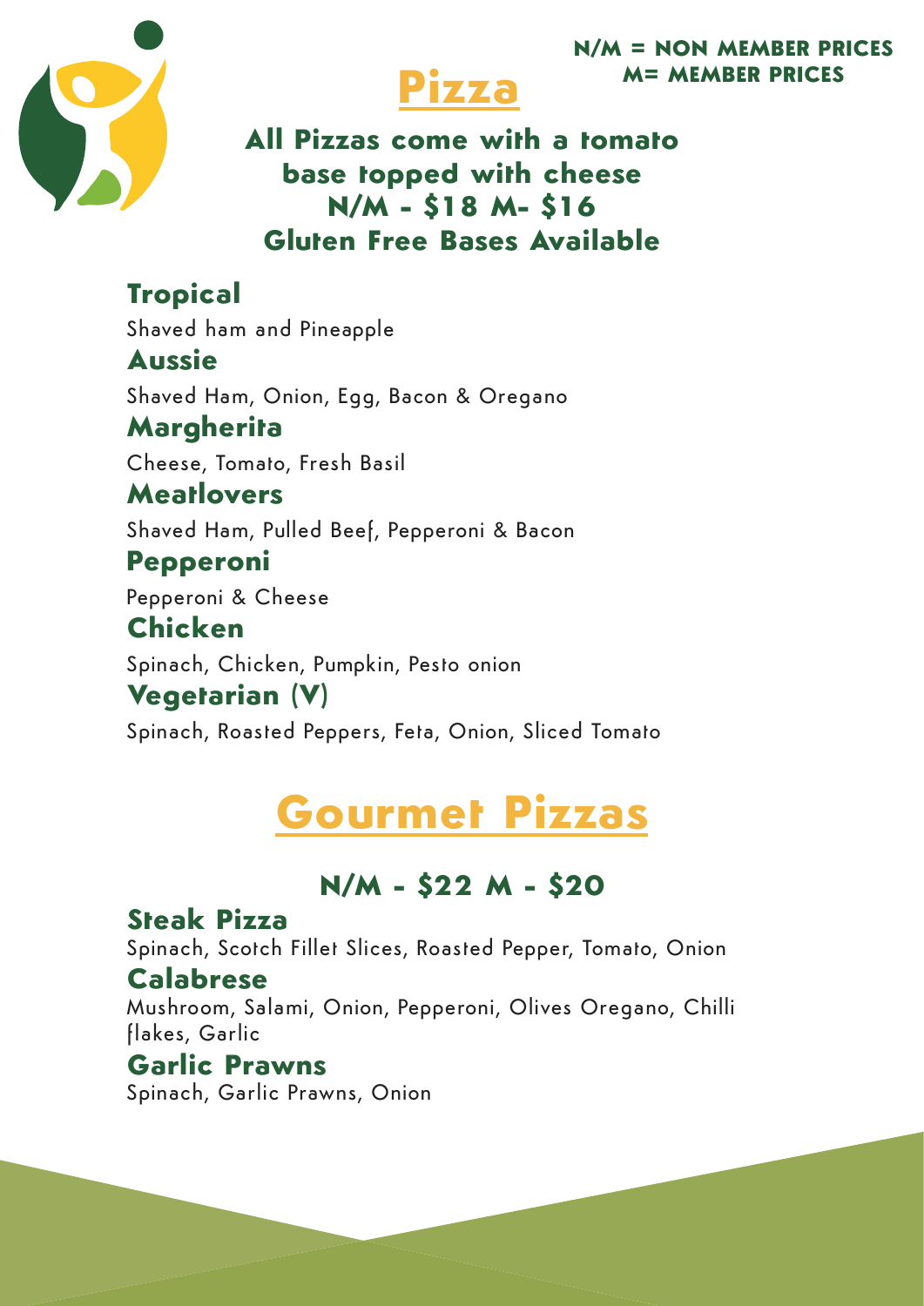**N/M = NON MEMBER PRICES**
**M= MEMBER PRICES**

# Pizza

**All Pizzas come with a tomato base topped with cheese**
**N/M - $18 M- $16**
**Gluten Free Bases Available**

### Tropical
Shaved ham and Pineapple

### Aussie
Shaved Ham, Onion, Egg, Bacon & Oregano

### Margherita
Cheese, Tomato, Fresh Basil

### Meatlovers
Shaved Ham, Pulled Beef, Pepperoni & Bacon

### Pepperoni
Pepperoni & Cheese

### Chicken
Spinach, Chicken, Pumpkin, Pesto onion

### Vegetarian (V)
Spinach, Roasted Peppers, Feta, Onion, Sliced Tomato

# Gourmet Pizzas

## N/M - $22 M - $20

### Steak Pizza
Spinach, Scotch Fillet Slices, Roasted Pepper, Tomato, Onion

### Calabrese
Mushroom, Salami, Onion, Pepperoni, Olives Oregano, Chilli flakes, Garlic

### Garlic Prawns
Spinach, Garlic Prawns, Onion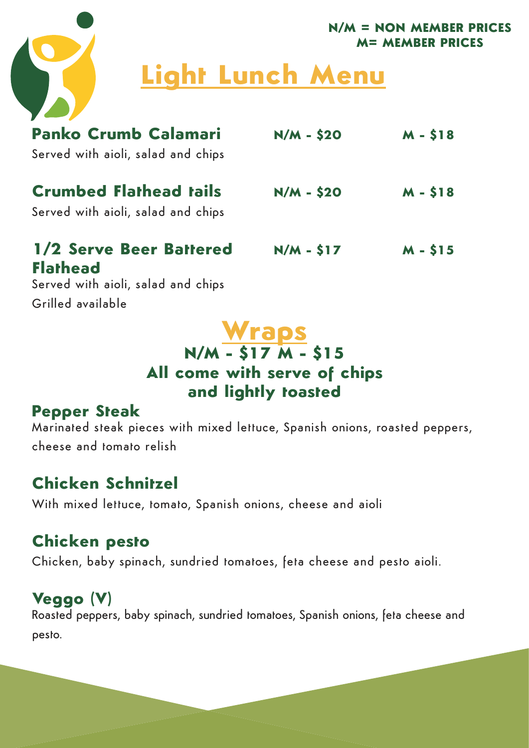**N/M = NON MEMBER PRICES**
**M= MEMBER PRICES**

# Light Lunch Menu

**Panko Crumb Calamari** — **N/M - $20** — **M - $18**

Served with aioli, salad and chips

**Crumbed Flathead tails** — **N/M - $20** — **M - $18**

Served with aioli, salad and chips

**1/2 Serve Beer Battered Flathead** — **N/M - $17** — **M - $15**

Served with aioli, salad and chips

Grilled available

## Wraps

**N/M - $17 M - $15**

**All come with serve of chips and lightly toasted**

### Pepper Steak

Marinated steak pieces with mixed lettuce, Spanish onions, roasted peppers, cheese and tomato relish

### Chicken Schnitzel

With mixed lettuce, tomato, Spanish onions, cheese and aioli

### Chicken pesto

Chicken, baby spinach, sundried tomatoes, feta cheese and pesto aioli.

### Veggo (V)

Roasted peppers, baby spinach, sundried tomatoes, Spanish onions, feta cheese and pesto.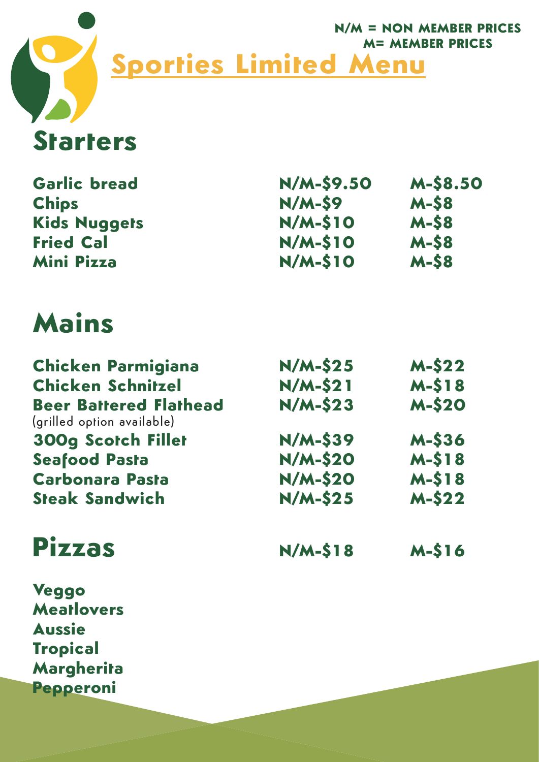**N/M = NON MEMBER PRICES**
**M= MEMBER PRICES**

# Sporties Limited Menu

## Starters

| | | |
|---|---|---|
| **Garlic bread** | **N/M-$9.50** | **M-$8.50** |
| **Chips** | **N/M-$9** | **M-$8** |
| **Kids Nuggets** | **N/M-$10** | **M-$8** |
| **Fried Cal** | **N/M-$10** | **M-$8** |
| **Mini Pizza** | **N/M-$10** | **M-$8** |

## Mains

| | | |
|---|---|---|
| **Chicken Parmigiana** | **N/M-$25** | **M-$22** |
| **Chicken Schnitzel** | **N/M-$21** | **M-$18** |
| **Beer Battered Flathead** (grilled option available) | **N/M-$23** | **M-$20** |
| **300g Scotch Fillet** | **N/M-$39** | **M-$36** |
| **Seafood Pasta** | **N/M-$20** | **M-$18** |
| **Carbonara Pasta** | **N/M-$20** | **M-$18** |
| **Steak Sandwich** | **N/M-$25** | **M-$22** |

## Pizzas **N/M-$18** **M-$16**

**Veggo**
**Meatlovers**
**Aussie**
**Tropical**
**Margherita**
**Pepperoni**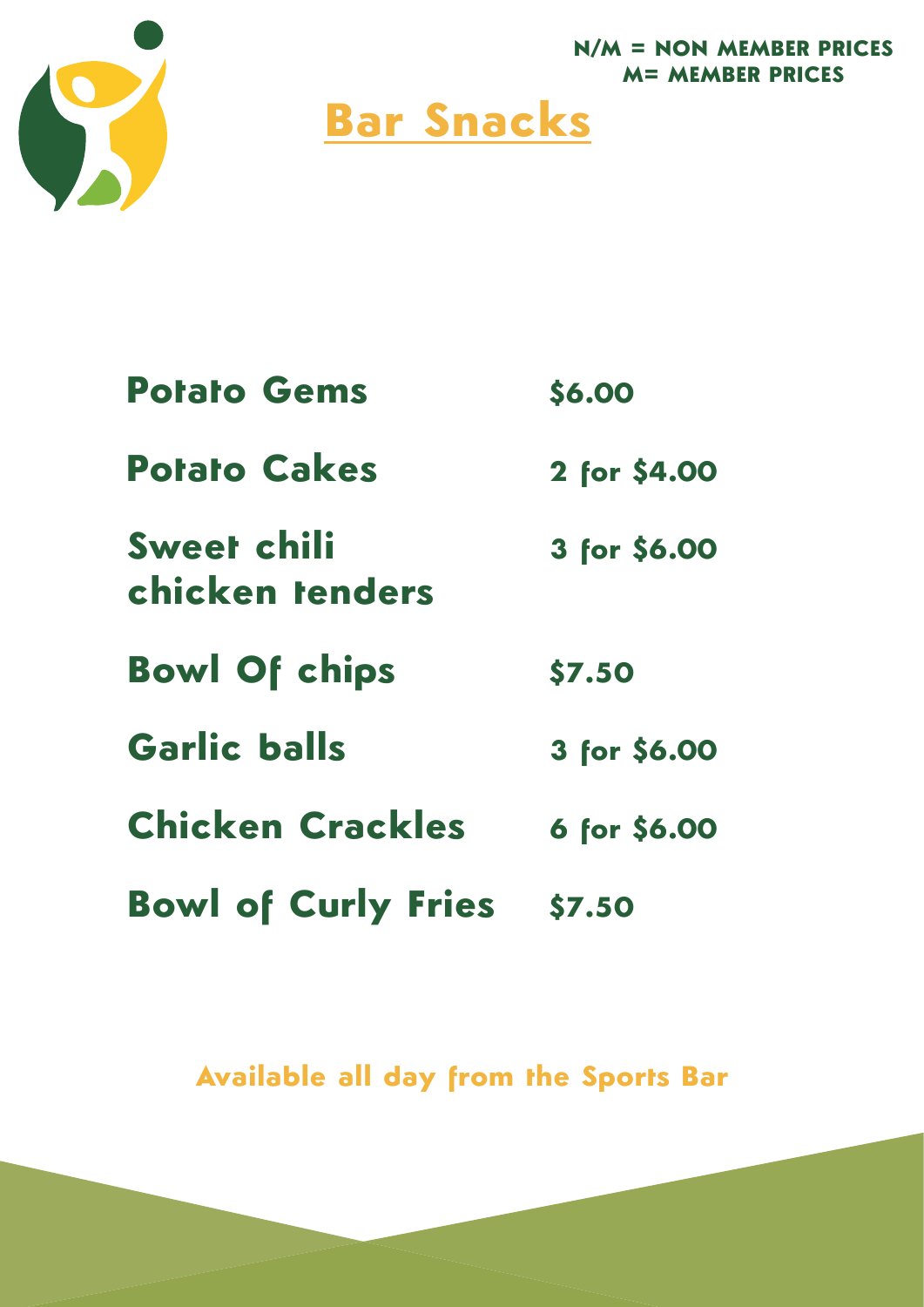N/M = NON MEMBER PRICES
M= MEMBER PRICES

# Bar Snacks

| Item | Price |
| --- | --- |
| Potato Gems | $6.00 |
| Potato Cakes | 2 for $4.00 |
| Sweet chili chicken tenders | 3 for $6.00 |
| Bowl Of chips | $7.50 |
| Garlic balls | 3 for $6.00 |
| Chicken Crackles | 6 for $6.00 |
| Bowl of Curly Fries | $7.50 |

Available all day from the Sports Bar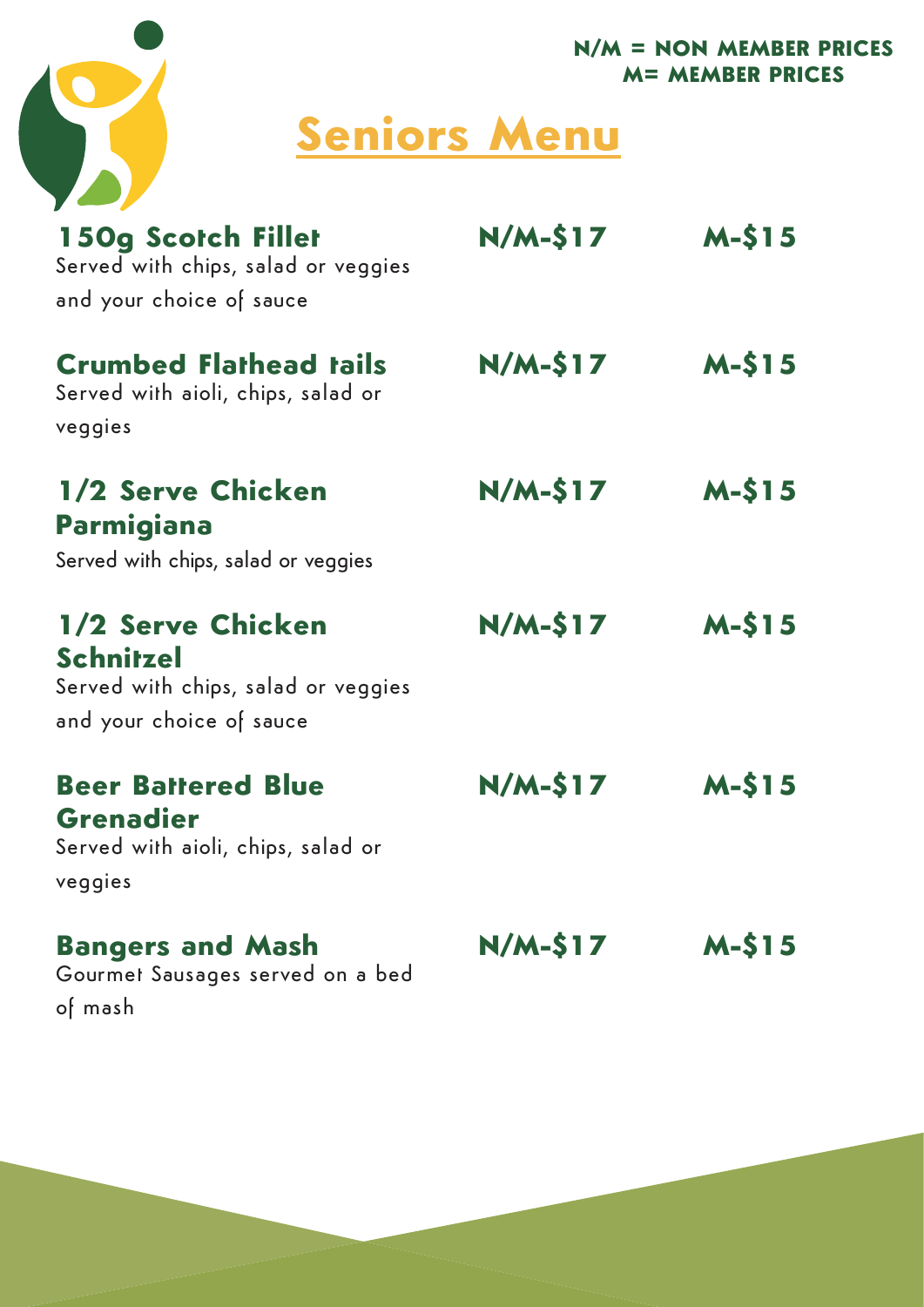**N/M = NON MEMBER PRICES**
**M= MEMBER PRICES**

# Seniors Menu

| | | |
|---|---|---|
| **150g Scotch Fillet**<br>Served with chips, salad or veggies and your choice of sauce | **N/M-$17** | **M-$15** |
| **Crumbed Flathead tails**<br>Served with aioli, chips, salad or veggies | **N/M-$17** | **M-$15** |
| **1/2 Serve Chicken Parmigiana**<br>Served with chips, salad or veggies | **N/M-$17** | **M-$15** |
| **1/2 Serve Chicken Schnitzel**<br>Served with chips, salad or veggies and your choice of sauce | **N/M-$17** | **M-$15** |
| **Beer Battered Blue Grenadier**<br>Served with aioli, chips, salad or veggies | **N/M-$17** | **M-$15** |
| **Bangers and Mash**<br>Gourmet Sausages served on a bed of mash | **N/M-$17** | **M-$15** |